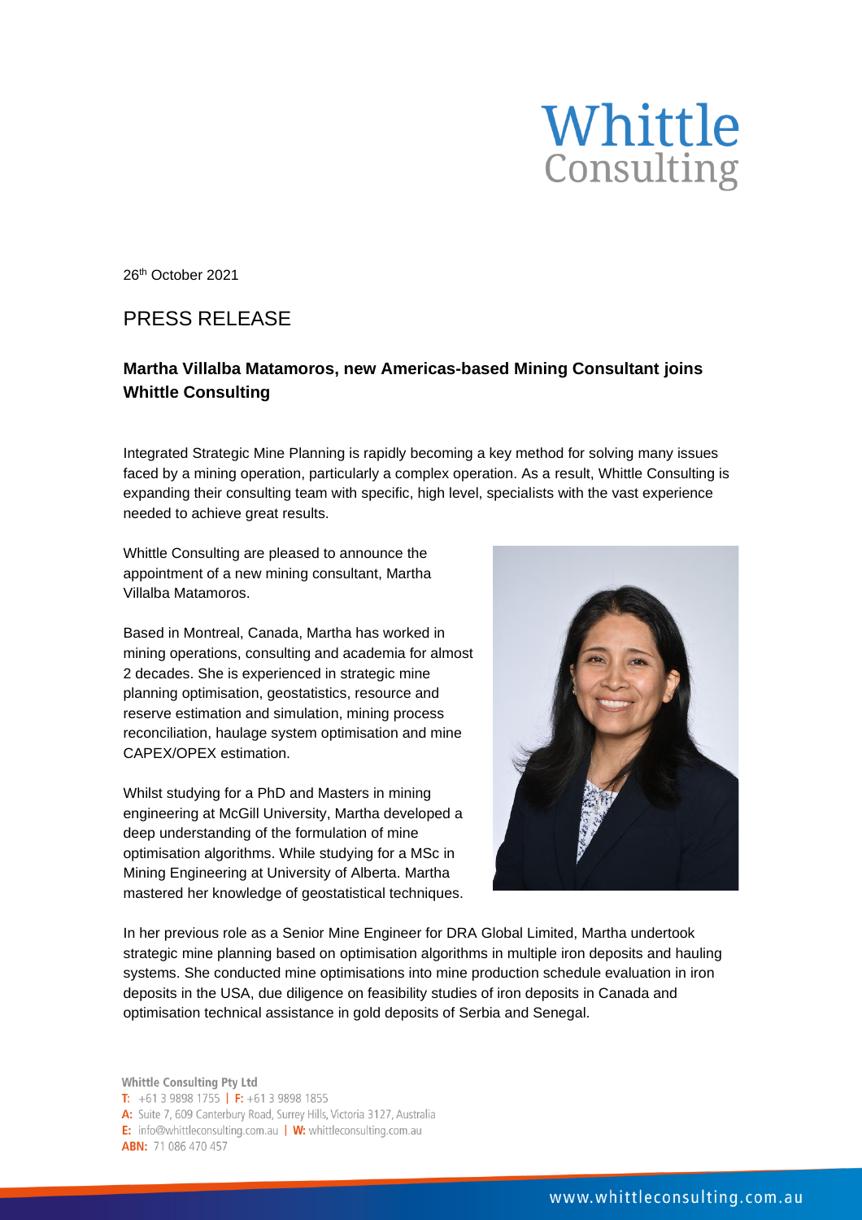Whittle Consulting

26th October 2021

## PRESS RELEASE

### Martha Villalba Matamoros, new Americas-based Mining Consultant joins Whittle Consulting

Integrated Strategic Mine Planning is rapidly becoming a key method for solving many issues faced by a mining operation, particularly a complex operation. As a result, Whittle Consulting is expanding their consulting team with specific, high level, specialists with the vast experience needed to achieve great results.

Whittle Consulting are pleased to announce the appointment of a new mining consultant, Martha Villalba Matamoros.

Based in Montreal, Canada, Martha has worked in mining operations, consulting and academia for almost 2 decades. She is experienced in strategic mine planning optimisation, geostatistics, resource and reserve estimation and simulation, mining process reconciliation, haulage system optimisation and mine CAPEX/OPEX estimation.

Whilst studying for a PhD and Masters in mining engineering at McGill University, Martha developed a deep understanding of the formulation of mine optimisation algorithms. While studying for a MSc in Mining Engineering at University of Alberta. Martha mastered her knowledge of geostatistical techniques.

In her previous role as a Senior Mine Engineer for DRA Global Limited, Martha undertook strategic mine planning based on optimisation algorithms in multiple iron deposits and hauling systems. She conducted mine optimisations into mine production schedule evaluation in iron deposits in the USA, due diligence on feasibility studies of iron deposits in Canada and optimisation technical assistance in gold deposits of Serbia and Senegal.

**Whittle Consulting Pty Ltd**
**T:** +61 3 9898 1755 | **F:** +61 3 9898 1855
**A:** Suite 7, 609 Canterbury Road, Surrey Hills, Victoria 3127, Australia
**E:** info@whittleconsulting.com.au | **W:** whittleconsulting.com.au
**ABN:** 71 086 470 457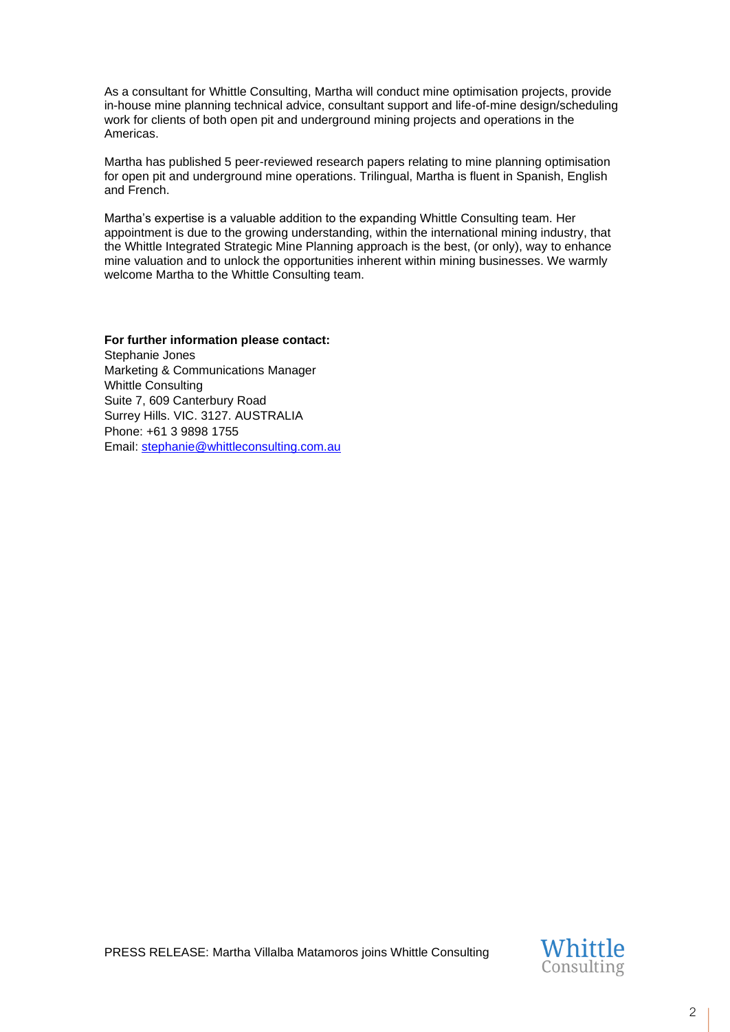As a consultant for Whittle Consulting, Martha will conduct mine optimisation projects, provide in-house mine planning technical advice, consultant support and life-of-mine design/scheduling work for clients of both open pit and underground mining projects and operations in the Americas.

Martha has published 5 peer-reviewed research papers relating to mine planning optimisation for open pit and underground mine operations. Trilingual, Martha is fluent in Spanish, English and French.

Martha's expertise is a valuable addition to the expanding Whittle Consulting team. Her appointment is due to the growing understanding, within the international mining industry, that the Whittle Integrated Strategic Mine Planning approach is the best, (or only), way to enhance mine valuation and to unlock the opportunities inherent within mining businesses. We warmly welcome Martha to the Whittle Consulting team.

**For further information please contact:**
Stephanie Jones
Marketing & Communications Manager
Whittle Consulting
Suite 7, 609 Canterbury Road
Surrey Hills. VIC. 3127. AUSTRALIA
Phone: +61 3 9898 1755
Email: stephanie@whittleconsulting.com.au